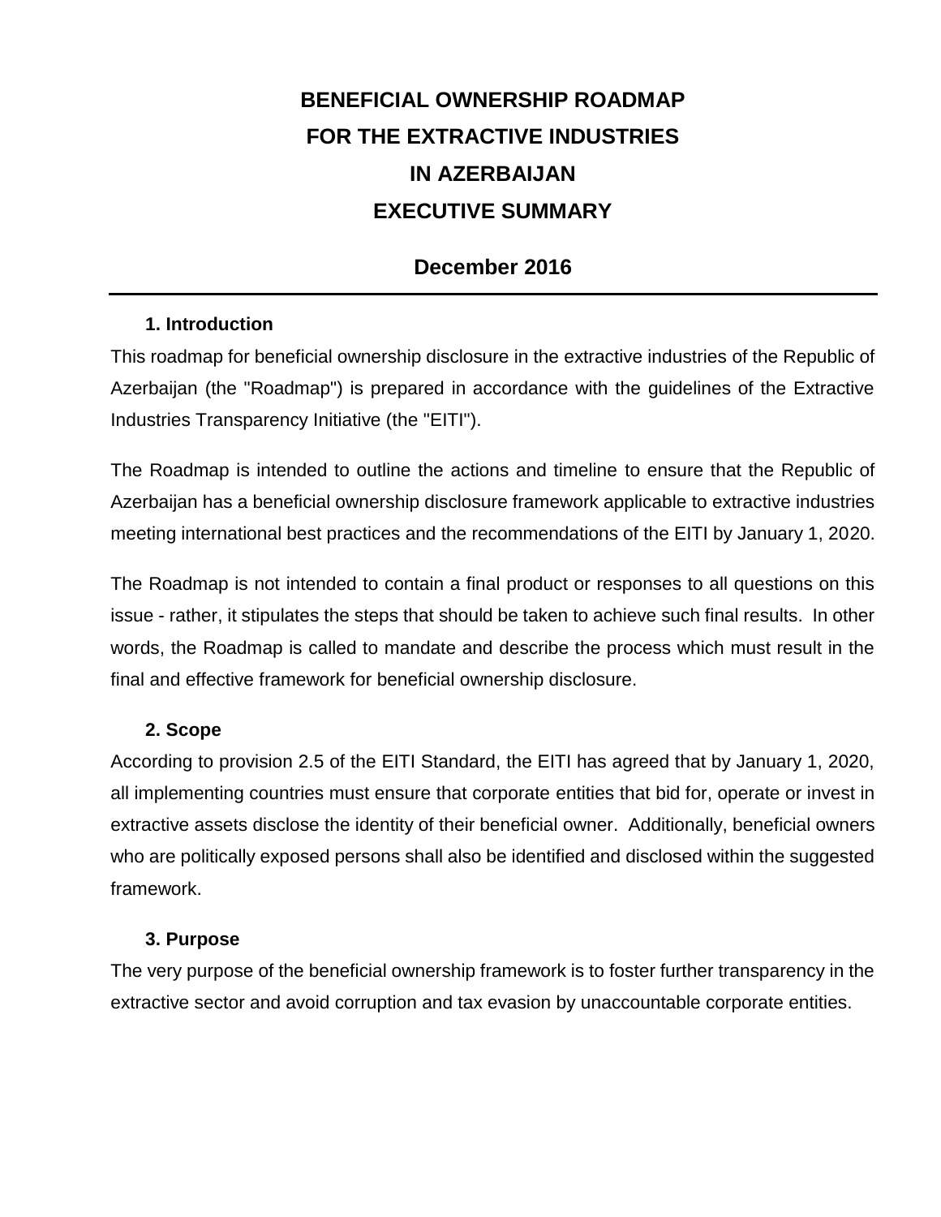# BENEFICIAL OWNERSHIP ROADMAP FOR THE EXTRACTIVE INDUSTRIES IN AZERBAIJAN EXECUTIVE SUMMARY

## December 2016

### 1. Introduction

This roadmap for beneficial ownership disclosure in the extractive industries of the Republic of Azerbaijan (the "Roadmap") is prepared in accordance with the guidelines of the Extractive Industries Transparency Initiative (the "EITI").

The Roadmap is intended to outline the actions and timeline to ensure that the Republic of Azerbaijan has a beneficial ownership disclosure framework applicable to extractive industries meeting international best practices and the recommendations of the EITI by January 1, 2020.

The Roadmap is not intended to contain a final product or responses to all questions on this issue - rather, it stipulates the steps that should be taken to achieve such final results. In other words, the Roadmap is called to mandate and describe the process which must result in the final and effective framework for beneficial ownership disclosure.

### 2. Scope

According to provision 2.5 of the EITI Standard, the EITI has agreed that by January 1, 2020, all implementing countries must ensure that corporate entities that bid for, operate or invest in extractive assets disclose the identity of their beneficial owner. Additionally, beneficial owners who are politically exposed persons shall also be identified and disclosed within the suggested framework.

### 3. Purpose

The very purpose of the beneficial ownership framework is to foster further transparency in the extractive sector and avoid corruption and tax evasion by unaccountable corporate entities.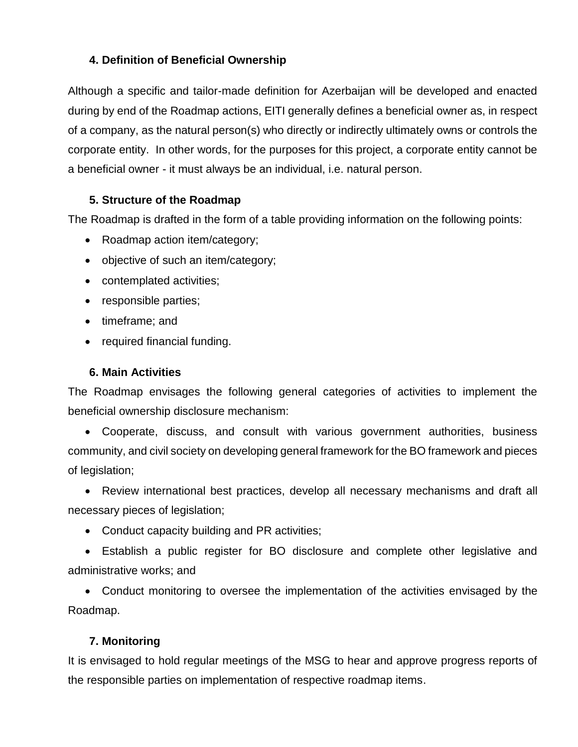## 4. Definition of Beneficial Ownership

Although a specific and tailor-made definition for Azerbaijan will be developed and enacted during by end of the Roadmap actions, EITI generally defines a beneficial owner as, in respect of a company, as the natural person(s) who directly or indirectly ultimately owns or controls the corporate entity. In other words, for the purposes for this project, a corporate entity cannot be a beneficial owner - it must always be an individual, i.e. natural person.

## 5. Structure of the Roadmap

The Roadmap is drafted in the form of a table providing information on the following points:

- Roadmap action item/category;
- objective of such an item/category;
- contemplated activities;
- responsible parties;
- timeframe; and
- required financial funding.

## 6. Main Activities

The Roadmap envisages the following general categories of activities to implement the beneficial ownership disclosure mechanism:

- Cooperate, discuss, and consult with various government authorities, business community, and civil society on developing general framework for the BO framework and pieces of legislation;
- Review international best practices, develop all necessary mechanisms and draft all necessary pieces of legislation;
- Conduct capacity building and PR activities;
- Establish a public register for BO disclosure and complete other legislative and administrative works; and
- Conduct monitoring to oversee the implementation of the activities envisaged by the Roadmap.

## 7. Monitoring

It is envisaged to hold regular meetings of the MSG to hear and approve progress reports of the responsible parties on implementation of respective roadmap items.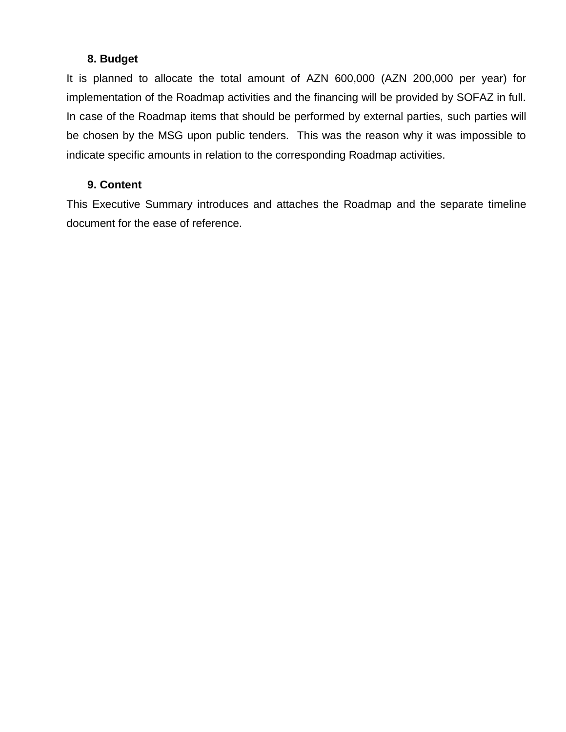## 8. Budget

It is planned to allocate the total amount of AZN 600,000 (AZN 200,000 per year) for implementation of the Roadmap activities and the financing will be provided by SOFAZ in full. In case of the Roadmap items that should be performed by external parties, such parties will be chosen by the MSG upon public tenders. This was the reason why it was impossible to indicate specific amounts in relation to the corresponding Roadmap activities.

## 9. Content

This Executive Summary introduces and attaches the Roadmap and the separate timeline document for the ease of reference.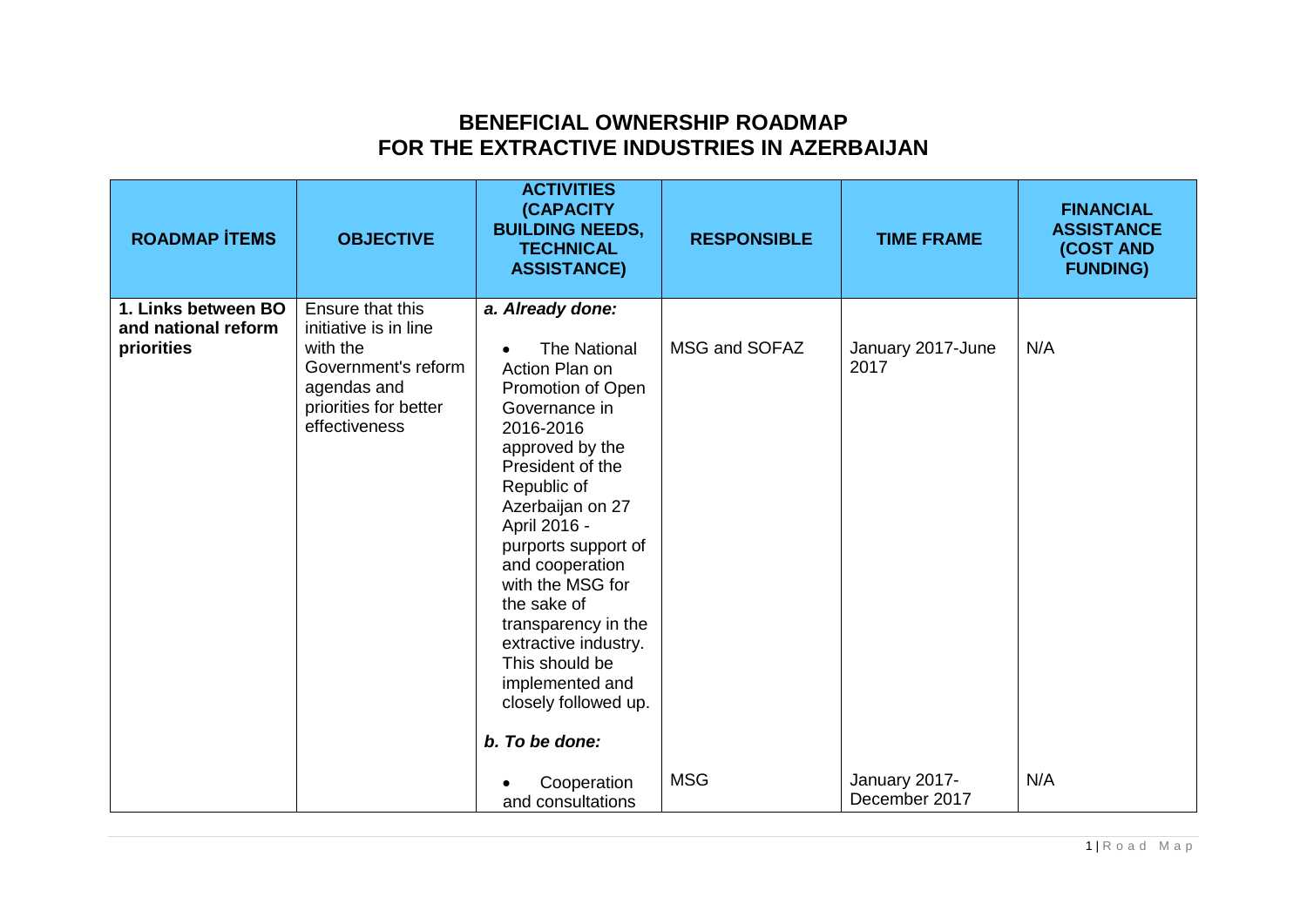# BENEFICIAL OWNERSHIP ROADMAP FOR THE EXTRACTIVE INDUSTRIES IN AZERBAIJAN

| ROADMAP İTEMS | OBJECTIVE | ACTIVITIES (CAPACITY BUILDING NEEDS, TECHNICAL ASSISTANCE) | RESPONSIBLE | TIME FRAME | FINANCIAL ASSISTANCE (COST AND FUNDING) |
|---|---|---|---|---|---|
| **1. Links between BO and national reform priorities** | Ensure that this initiative is in line with the Government's reform agendas and priorities for better effectiveness | ***a. Already done:*** | | | |
| | | • The National Action Plan on Promotion of Open Governance in 2016-2016 approved by the President of the Republic of Azerbaijan on 27 April 2016 - purports support of and cooperation with the MSG for the sake of transparency in the extractive industry. This should be implemented and closely followed up. | MSG and SOFAZ | January 2017-June 2017 | N/A |
| | | ***b. To be done:*** | | | |
| | | • Cooperation and consultations | MSG | January 2017-December 2017 | N/A |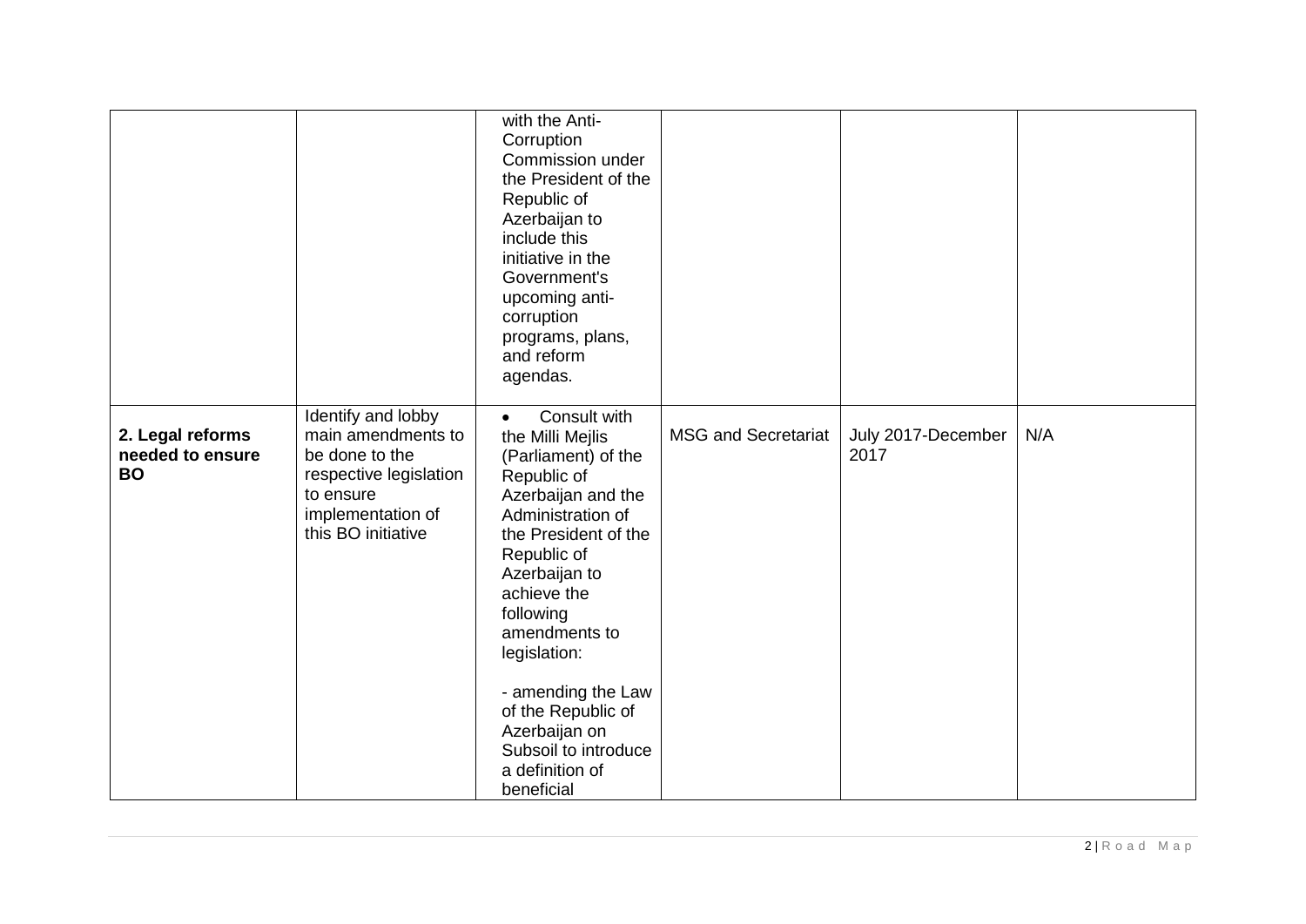| | | | | | |
|---|---|---|---|---|---|
| | | with the Anti-Corruption Commission under the President of the Republic of Azerbaijan to include this initiative in the Government's upcoming anti-corruption programs, plans, and reform agendas. | | | |
| **2. Legal reforms needed to ensure BO** | Identify and lobby main amendments to be done to the respective legislation to ensure implementation of this BO initiative | • Consult with the Milli Mejlis (Parliament) of the Republic of Azerbaijan and the Administration of the President of the Republic of Azerbaijan to achieve the following amendments to legislation:<br><br>- amending the Law of the Republic of Azerbaijan on Subsoil to introduce a definition of beneficial | MSG and Secretariat | July 2017-December 2017 | N/A |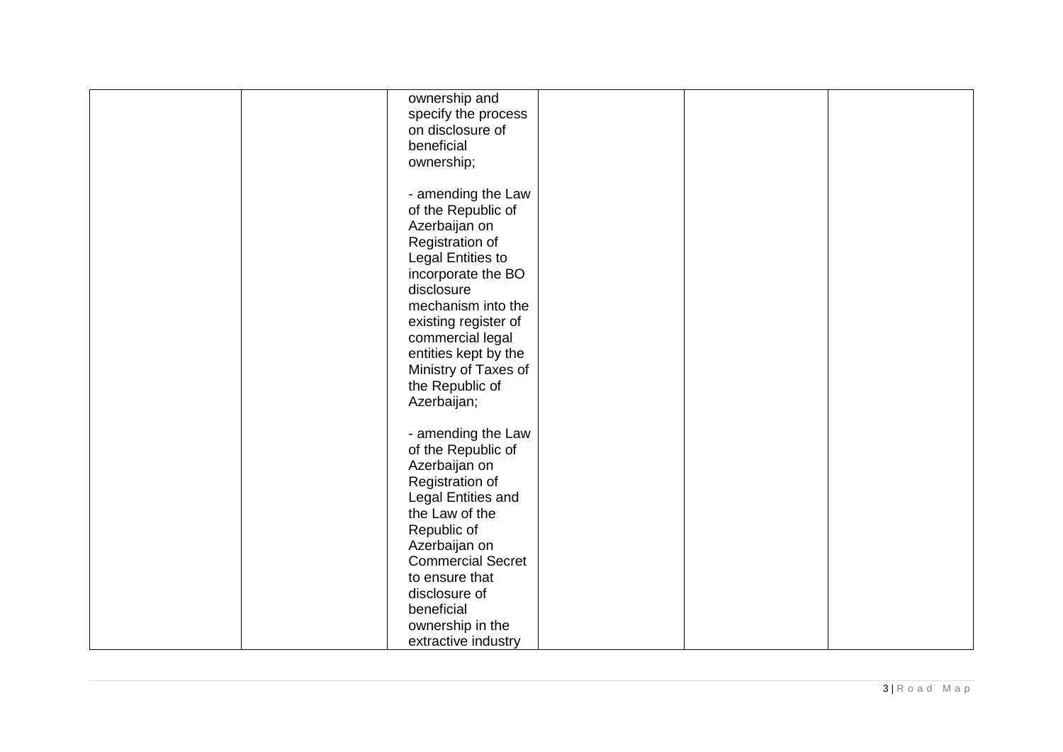|  |  |  |  |  |  |
|---|---|---|---|---|---|
|  |  | ownership and specify the process on disclosure of beneficial ownership;<br><br>- amending the Law of the Republic of Azerbaijan on Registration of Legal Entities to incorporate the BO disclosure mechanism into the existing register of commercial legal entities kept by the Ministry of Taxes of the Republic of Azerbaijan;<br><br>- amending the Law of the Republic of Azerbaijan on Registration of Legal Entities and the Law of the Republic of Azerbaijan on Commercial Secret to ensure that disclosure of beneficial ownership in the extractive industry |  |  |  |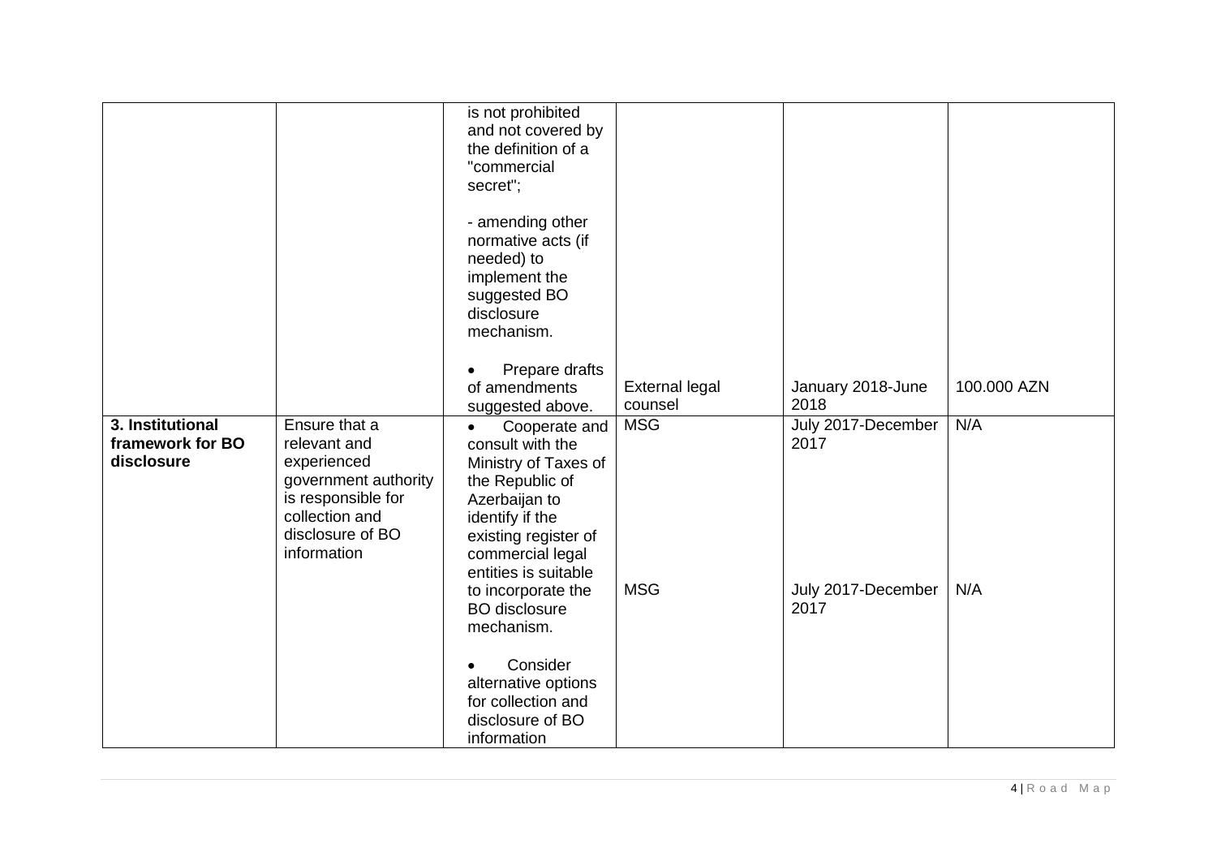| | | | | | |
|---|---|---|---|---|---|
| | | is not prohibited and not covered by the definition of a "commercial secret";<br><br>- amending other normative acts (if needed) to implement the suggested BO disclosure mechanism.<br><br>• Prepare drafts of amendments suggested above. | External legal counsel | January 2018-June 2018 | 100.000 AZN |
| **3. Institutional framework for BO disclosure** | Ensure that a relevant and experienced government authority is responsible for collection and disclosure of BO information | • Cooperate and consult with the Ministry of Taxes of the Republic of Azerbaijan to identify if the existing register of commercial legal entities is suitable to incorporate the BO disclosure mechanism. | MSG | July 2017-December 2017 | N/A |
| | | • Consider alternative options for collection and disclosure of BO information | MSG | July 2017-December 2017 | N/A |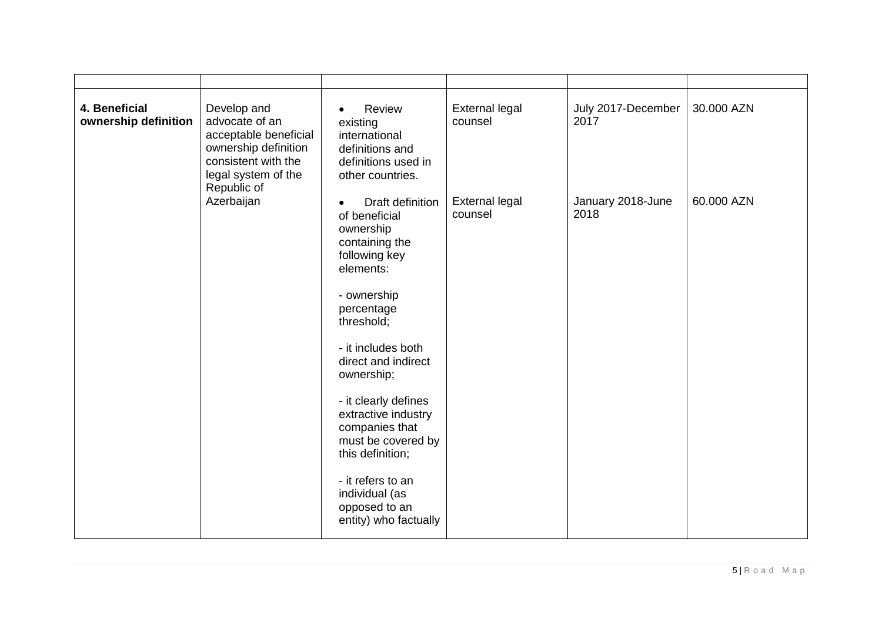| | | | | | |
|---|---|---|---|---|---|
| **4. Beneficial ownership definition** | Develop and advocate of an acceptable beneficial ownership definition consistent with the legal system of the Republic of Azerbaijan | • Review existing international definitions and definitions used in other countries. | External legal counsel | July 2017-December 2017 | 30.000 AZN |
| | | • Draft definition of beneficial ownership containing the following key elements:<br><br>- ownership percentage threshold;<br><br>- it includes both direct and indirect ownership;<br><br>- it clearly defines extractive industry companies that must be covered by this definition;<br><br>- it refers to an individual (as opposed to an entity) who factually | External legal counsel | January 2018-June 2018 | 60.000 AZN |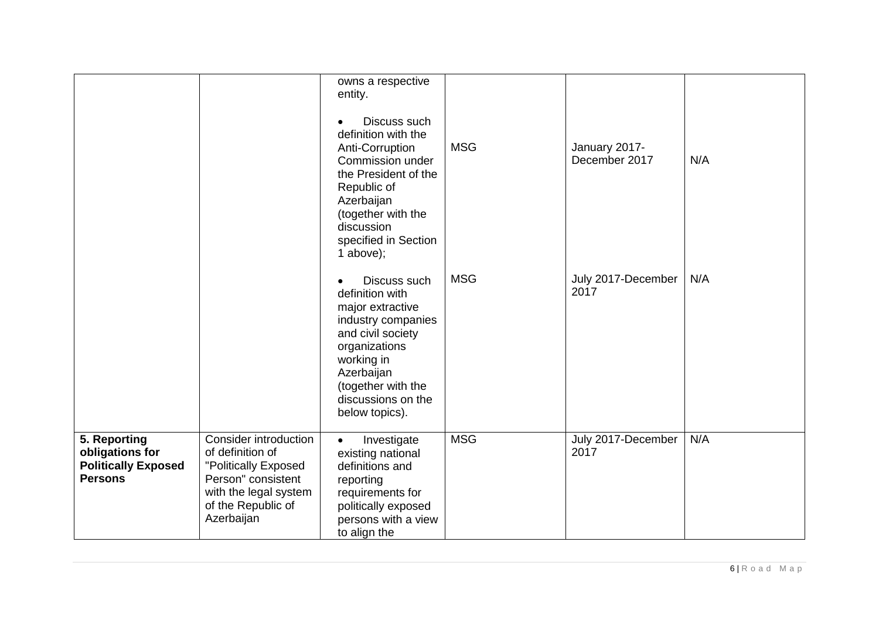| | | | | | |
|---|---|---|---|---|---|
| | | owns a respective entity.<br><br>• Discuss such definition with the Anti-Corruption Commission under the President of the Republic of Azerbaijan (together with the discussion specified in Section 1 above); | MSG | January 2017-December 2017 | N/A |
| | | • Discuss such definition with major extractive industry companies and civil society organizations working in Azerbaijan (together with the discussions on the below topics). | MSG | July 2017-December 2017 | N/A |
| **5. Reporting obligations for Politically Exposed Persons** | Consider introduction of definition of "Politically Exposed Person" consistent with the legal system of the Republic of Azerbaijan | • Investigate existing national definitions and reporting requirements for politically exposed persons with a view to align the | MSG | July 2017-December 2017 | N/A |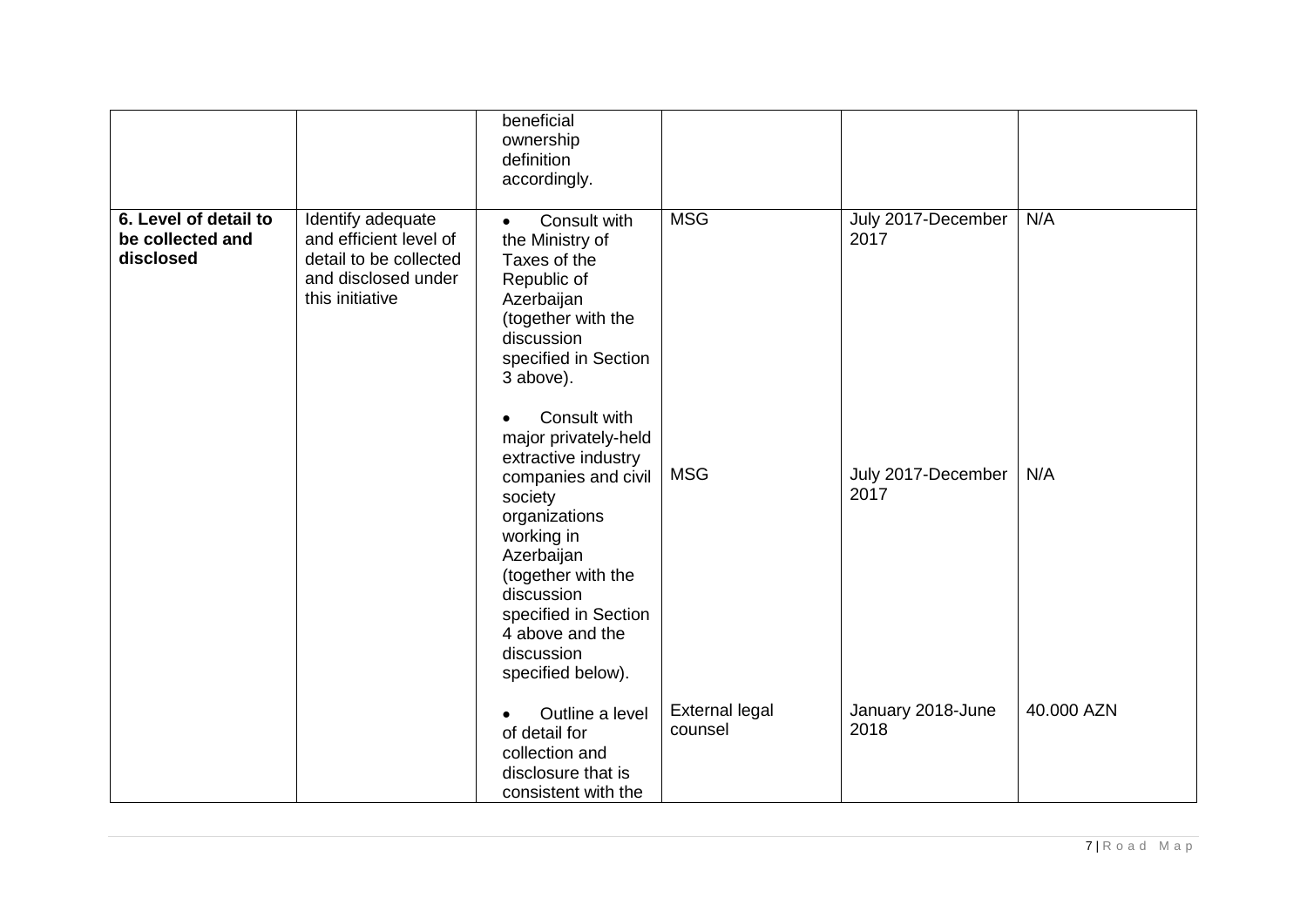| | | | | | |
|---|---|---|---|---|---|
| | | beneficial ownership definition accordingly. | | | |
| **6. Level of detail to be collected and disclosed** | Identify adequate and efficient level of detail to be collected and disclosed under this initiative | • Consult with the Ministry of Taxes of the Republic of Azerbaijan (together with the discussion specified in Section 3 above). | MSG | July 2017-December 2017 | N/A |
| | | • Consult with major privately-held extractive industry companies and civil society organizations working in Azerbaijan (together with the discussion specified in Section 4 above and the discussion specified below). | MSG | July 2017-December 2017 | N/A |
| | | • Outline a level of detail for collection and disclosure that is consistent with the | External legal counsel | January 2018-June 2018 | 40.000 AZN |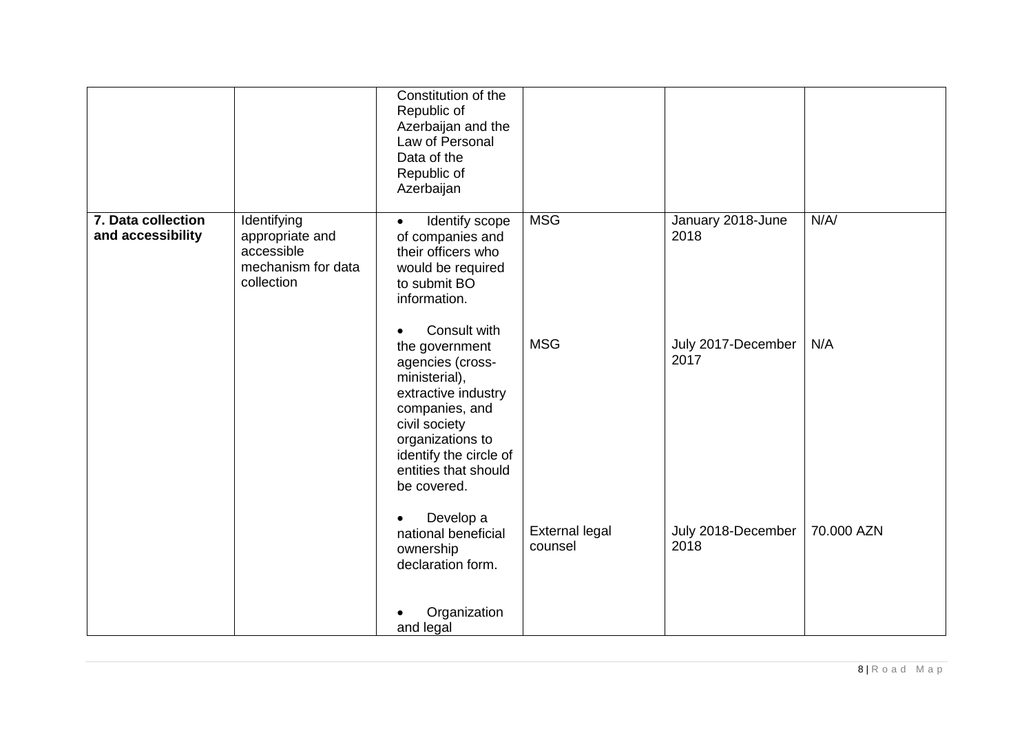| | | | | | |
|---|---|---|---|---|---|
| | | Constitution of the Republic of Azerbaijan and the Law of Personal Data of the Republic of Azerbaijan | | | |
| **7. Data collection and accessibility** | Identifying appropriate and accessible mechanism for data collection | • Identify scope of companies and their officers who would be required to submit BO information. | MSG | January 2018-June 2018 | N/A/ |
| | | • Consult with the government agencies (cross-ministerial), extractive industry companies, and civil society organizations to identify the circle of entities that should be covered. | MSG | July 2017-December 2017 | N/A |
| | | • Develop a national beneficial ownership declaration form. | External legal counsel | July 2018-December 2018 | 70.000 AZN |
| | | • Organization and legal | | | |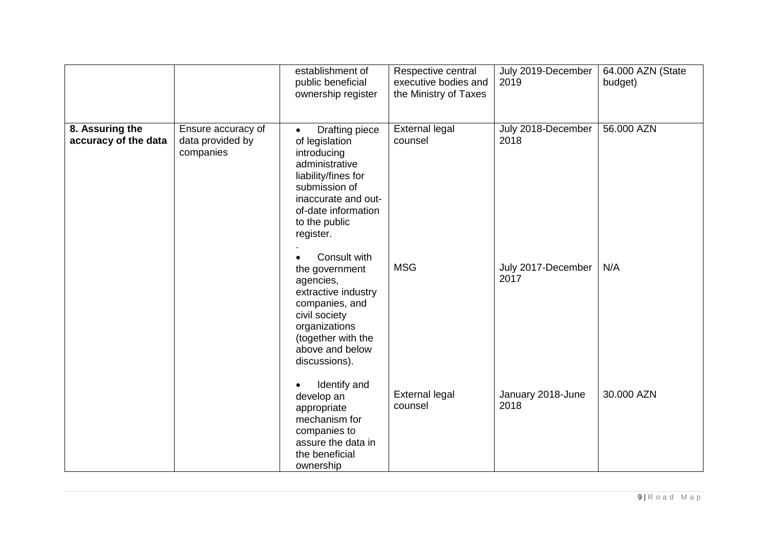| | | | | | |
|---|---|---|---|---|---|
| | | establishment of public beneficial ownership register | Respective central executive bodies and the Ministry of Taxes | July 2019-December 2019 | 64.000 AZN (State budget) |
| **8. Assuring the accuracy of the data** | Ensure accuracy of data provided by companies | • Drafting piece of legislation introducing administrative liability/fines for submission of inaccurate and out-of-date information to the public register. . | External legal counsel | July 2018-December 2018 | 56.000 AZN |
| | | • Consult with the government agencies, extractive industry companies, and civil society organizations (together with the above and below discussions). | MSG | July 2017-December 2017 | N/A |
| | | • Identify and develop an appropriate mechanism for companies to assure the data in the beneficial ownership | External legal counsel | January 2018-June 2018 | 30.000 AZN |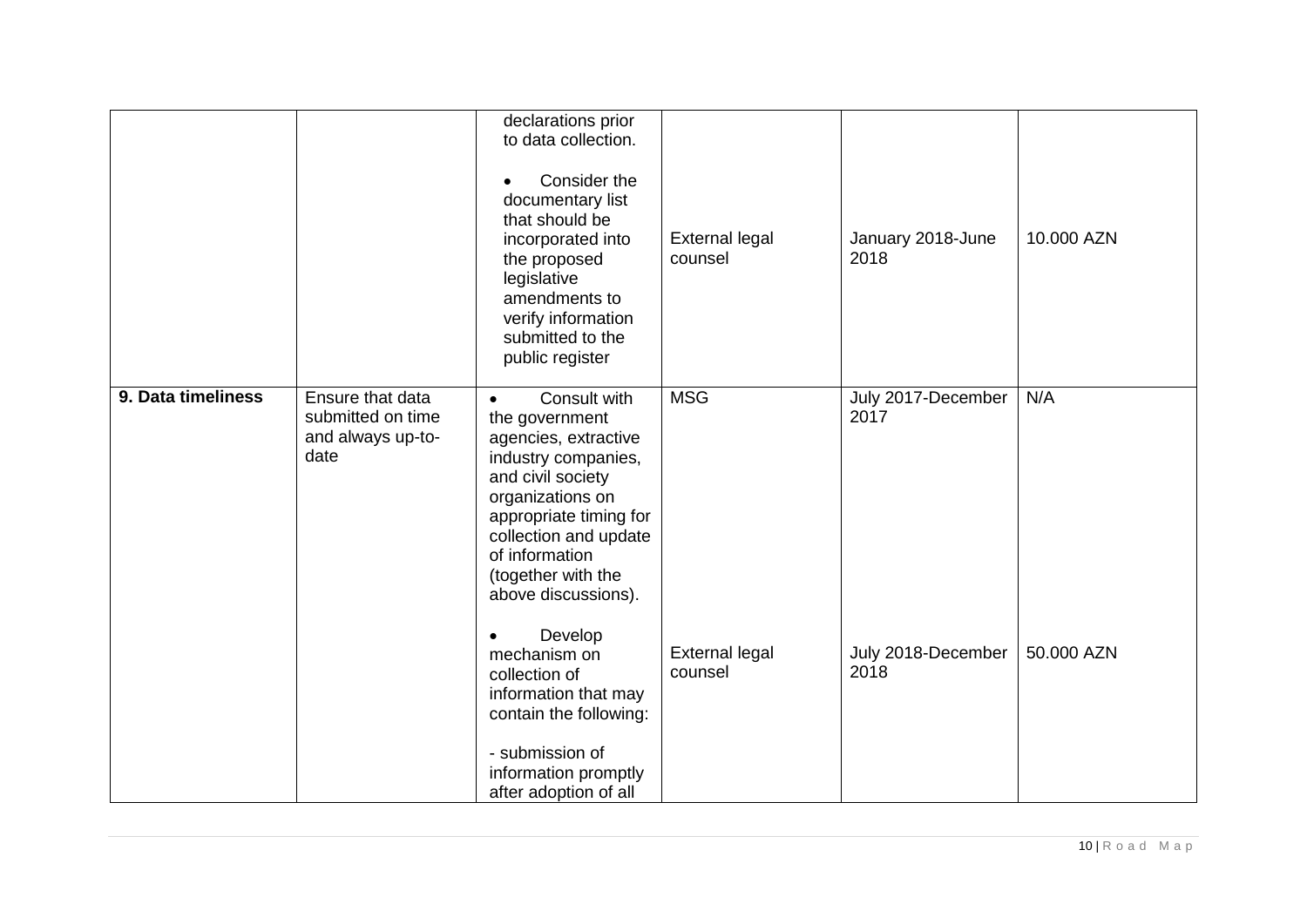| | | | | | |
|---|---|---|---|---|---|
| | | declarations prior to data collection.<br><br>• Consider the documentary list that should be incorporated into the proposed legislative amendments to verify information submitted to the public register | External legal counsel | January 2018-June 2018 | 10.000 AZN |
| **9. Data timeliness** | Ensure that data submitted on time and always up-to-date | • Consult with the government agencies, extractive industry companies, and civil society organizations on appropriate timing for collection and update of information (together with the above discussions). | MSG | July 2017-December 2017 | N/A |
| | | • Develop mechanism on collection of information that may contain the following:<br><br>- submission of information promptly after adoption of all | External legal counsel | July 2018-December 2018 | 50.000 AZN |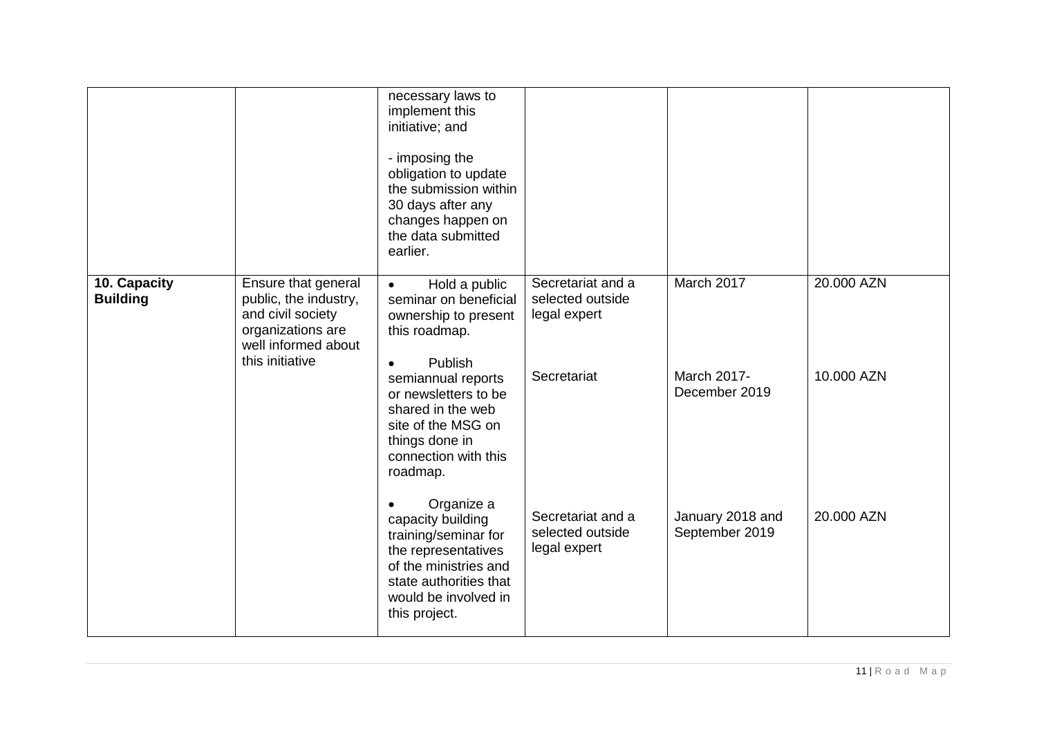| | | necessary laws to implement this initiative; and<br><br>- imposing the obligation to update the submission within 30 days after any changes happen on the data submitted earlier. | | | |
|---|---|---|---|---|---|
| **10. Capacity Building** | Ensure that general public, the industry, and civil society organizations are well informed about this initiative | • Hold a public seminar on beneficial ownership to present this roadmap. | Secretariat and a selected outside legal expert | March 2017 | 20.000 AZN |
| | | • Publish semiannual reports or newsletters to be shared in the web site of the MSG on things done in connection with this roadmap. | Secretariat | March 2017- December 2019 | 10.000 AZN |
| | | • Organize a capacity building training/seminar for the representatives of the ministries and state authorities that would be involved in this project. | Secretariat and a selected outside legal expert | January 2018 and September 2019 | 20.000 AZN |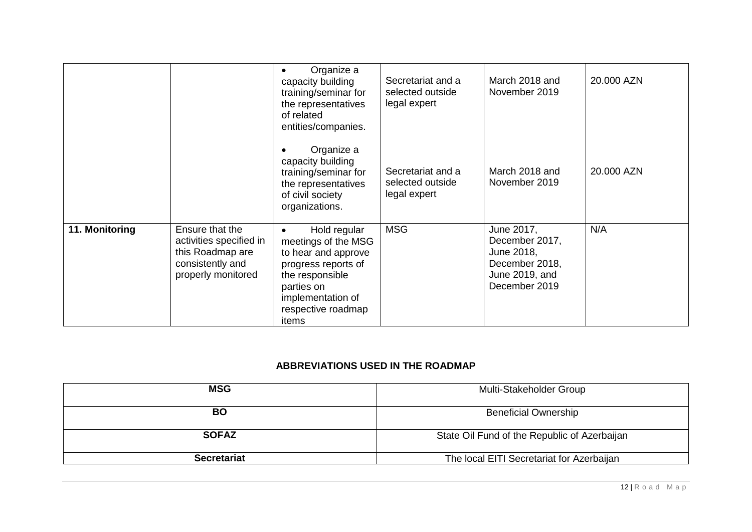| | | | | | |
|---|---|---|---|---|---|
| | | • Organize a capacity building training/seminar for the representatives of related entities/companies. | Secretariat and a selected outside legal expert | March 2018 and November 2019 | 20.000 AZN |
| | | • Organize a capacity building training/seminar for the representatives of civil society organizations. | Secretariat and a selected outside legal expert | March 2018 and November 2019 | 20.000 AZN |
| **11. Monitoring** | Ensure that the activities specified in this Roadmap are consistently and properly monitored | • Hold regular meetings of the MSG to hear and approve progress reports of the responsible parties on implementation of respective roadmap items | MSG | June 2017, December 2017, June 2018, December 2018, June 2019, and December 2019 | N/A |

**ABBREVIATIONS USED IN THE ROADMAP**

| **MSG** | Multi-Stakeholder Group |
|---|---|
| **BO** | Beneficial Ownership |
| **SOFAZ** | State Oil Fund of the Republic of Azerbaijan |
| **Secretariat** | The local EITI Secretariat for Azerbaijan |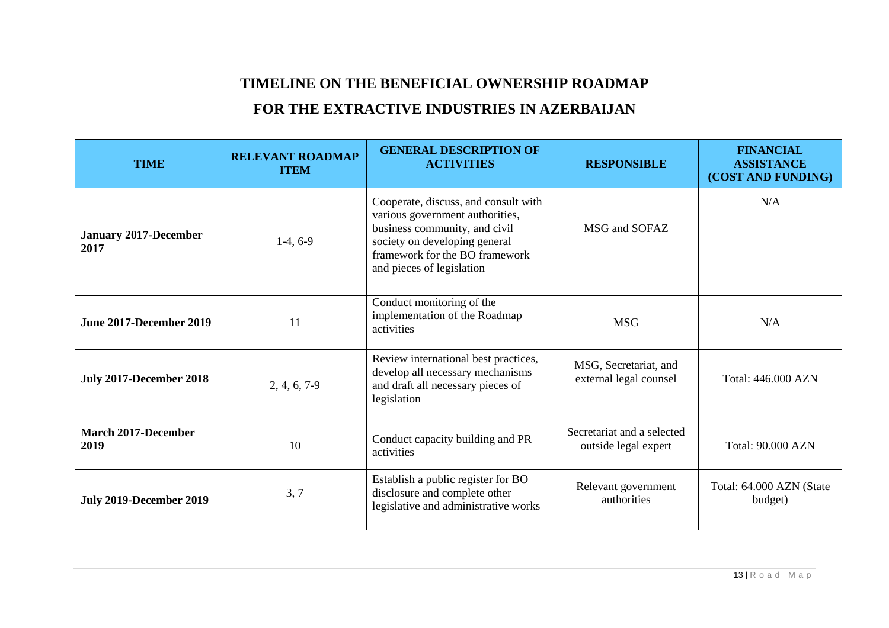# TIMELINE ON THE BENEFICIAL OWNERSHIP ROADMAP

# FOR THE EXTRACTIVE INDUSTRIES IN AZERBAIJAN

| TIME | RELEVANT ROADMAP ITEM | GENERAL DESCRIPTION OF ACTIVITIES | RESPONSIBLE | FINANCIAL ASSISTANCE (COST AND FUNDING) |
|---|---|---|---|---|
| **January 2017-December 2017** | 1-4, 6-9 | Cooperate, discuss, and consult with various government authorities, business community, and civil society on developing general framework for the BO framework and pieces of legislation | MSG and SOFAZ | N/A |
| **June 2017-December 2019** | 11 | Conduct monitoring of the implementation of the Roadmap activities | MSG | N/A |
| **July 2017-December 2018** | 2, 4, 6, 7-9 | Review international best practices, develop all necessary mechanisms and draft all necessary pieces of legislation | MSG, Secretariat, and external legal counsel | Total: 446.000 AZN |
| **March 2017-December 2019** | 10 | Conduct capacity building and PR activities | Secretariat and a selected outside legal expert | Total: 90.000 AZN |
| **July 2019-December 2019** | 3, 7 | Establish a public register for BO disclosure and complete other legislative and administrative works | Relevant government authorities | Total: 64.000 AZN (State budget) |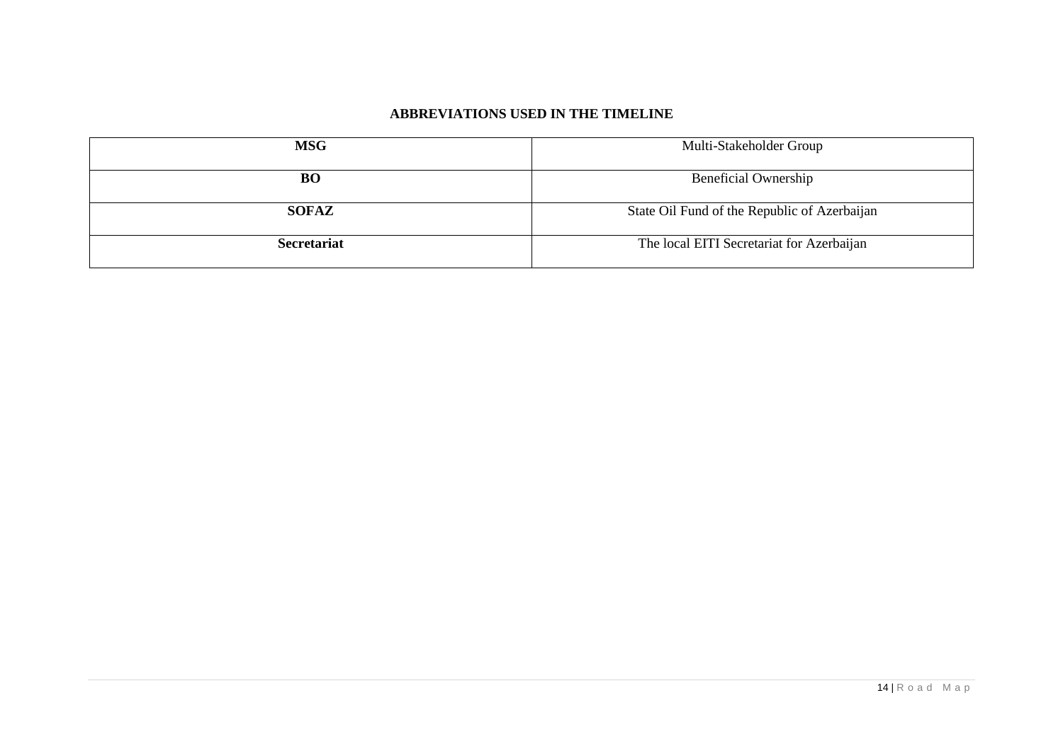## ABBREVIATIONS USED IN THE TIMELINE

| | |
|---|---|
| **MSG** | Multi-Stakeholder Group |
| **BO** | Beneficial Ownership |
| **SOFAZ** | State Oil Fund of the Republic of Azerbaijan |
| **Secretariat** | The local EITI Secretariat for Azerbaijan |